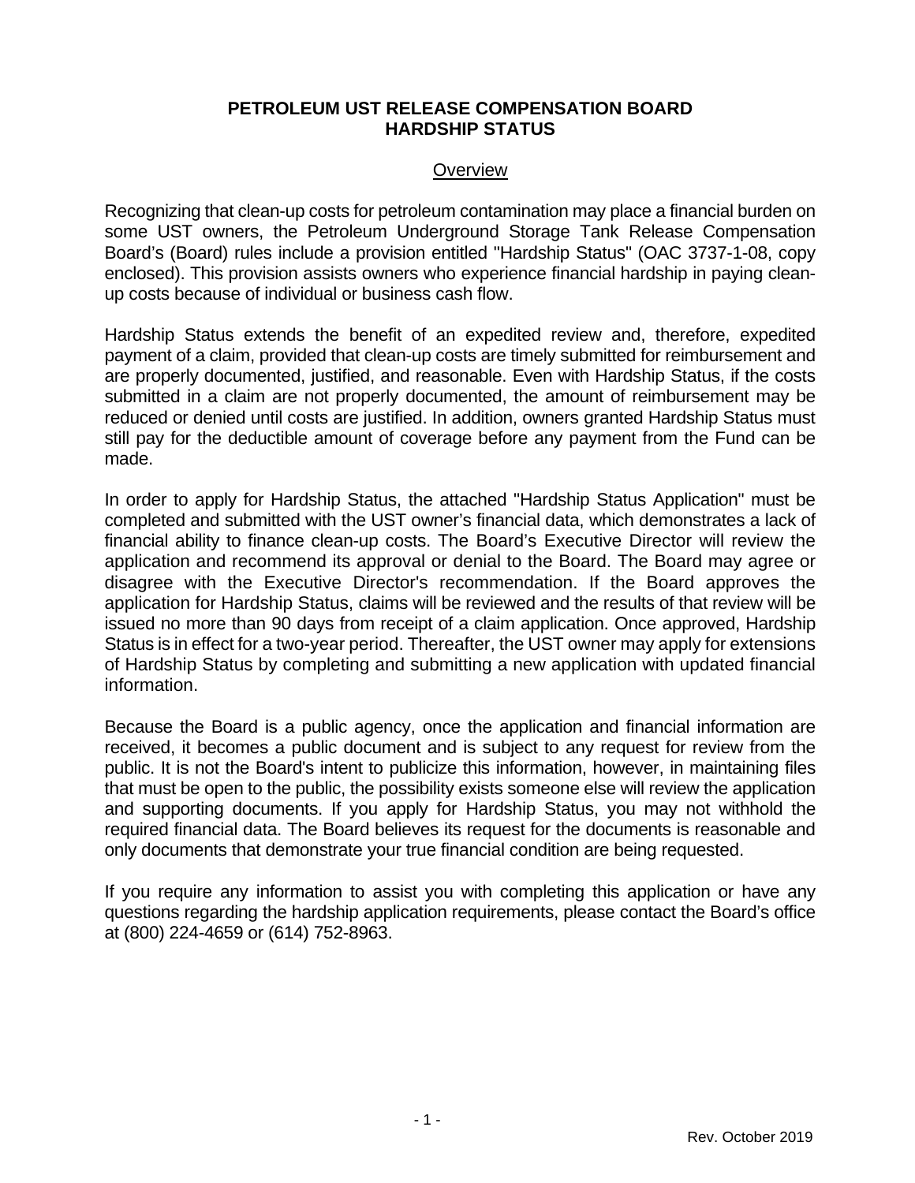# PETROLEUM UST RELEASE COMPENSATION BOARD
# HARDSHIP STATUS

## Overview

Recognizing that clean-up costs for petroleum contamination may place a financial burden on some UST owners, the Petroleum Underground Storage Tank Release Compensation Board's (Board) rules include a provision entitled "Hardship Status" (OAC 3737-1-08, copy enclosed). This provision assists owners who experience financial hardship in paying clean-up costs because of individual or business cash flow.

Hardship Status extends the benefit of an expedited review and, therefore, expedited payment of a claim, provided that clean-up costs are timely submitted for reimbursement and are properly documented, justified, and reasonable. Even with Hardship Status, if the costs submitted in a claim are not properly documented, the amount of reimbursement may be reduced or denied until costs are justified. In addition, owners granted Hardship Status must still pay for the deductible amount of coverage before any payment from the Fund can be made.

In order to apply for Hardship Status, the attached "Hardship Status Application" must be completed and submitted with the UST owner's financial data, which demonstrates a lack of financial ability to finance clean-up costs. The Board's Executive Director will review the application and recommend its approval or denial to the Board. The Board may agree or disagree with the Executive Director's recommendation. If the Board approves the application for Hardship Status, claims will be reviewed and the results of that review will be issued no more than 90 days from receipt of a claim application. Once approved, Hardship Status is in effect for a two-year period. Thereafter, the UST owner may apply for extensions of Hardship Status by completing and submitting a new application with updated financial information.

Because the Board is a public agency, once the application and financial information are received, it becomes a public document and is subject to any request for review from the public. It is not the Board's intent to publicize this information, however, in maintaining files that must be open to the public, the possibility exists someone else will review the application and supporting documents. If you apply for Hardship Status, you may not withhold the required financial data. The Board believes its request for the documents is reasonable and only documents that demonstrate your true financial condition are being requested.

If you require any information to assist you with completing this application or have any questions regarding the hardship application requirements, please contact the Board's office at (800) 224-4659 or (614) 752-8963.

Rev. October 2019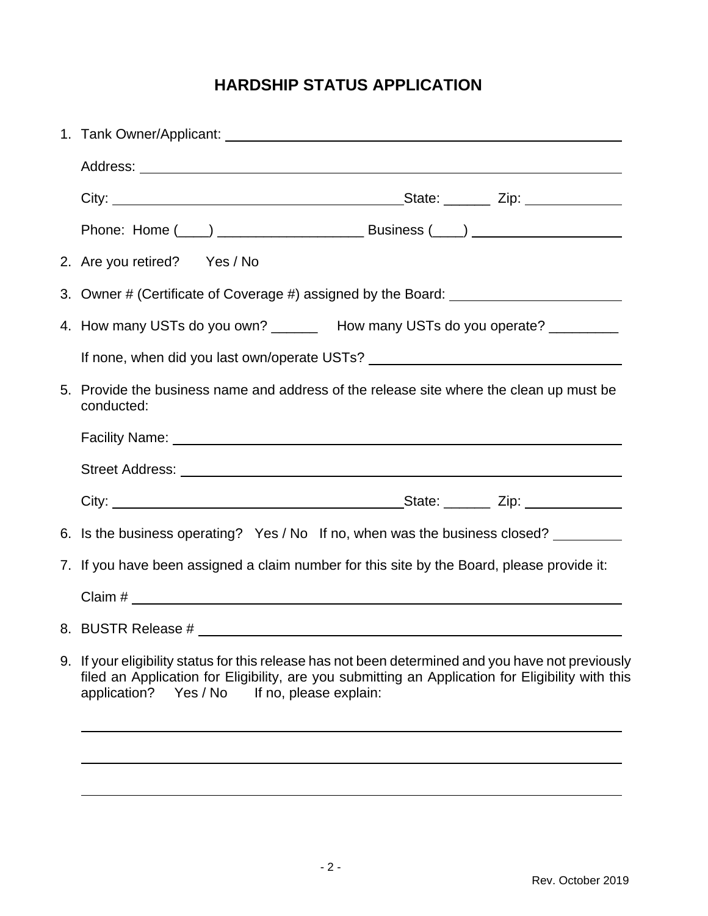# HARDSHIP STATUS APPLICATION

1. Tank Owner/Applicant: ______________________________________________

   Address: ______________________________________________

   City: ______________________________ State: ______ Zip: ____________

   Phone: Home (____) __________________ Business (____) __________________

2. Are you retired? Yes / No

3. Owner # (Certificate of Coverage #) assigned by the Board: ______________________

4. How many USTs do you own? ______ How many USTs do you operate? _________

   If none, when did you last own/operate USTs? ______________________________

5. Provide the business name and address of the release site where the clean up must be conducted:

   Facility Name: ______________________________________________

   Street Address: ______________________________________________

   City: ______________________________ State: ______ Zip: ____________

6. Is the business operating? Yes / No If no, when was the business closed? _________

7. If you have been assigned a claim number for this site by the Board, please provide it:

   Claim # ______________________________________________

8. BUSTR Release # ______________________________________________

9. If your eligibility status for this release has not been determined and you have not previously filed an Application for Eligibility, are you submitting an Application for Eligibility with this application? Yes / No If no, please explain:

   ______________________________________________

   ______________________________________________

   ______________________________________________

Rev. October 2019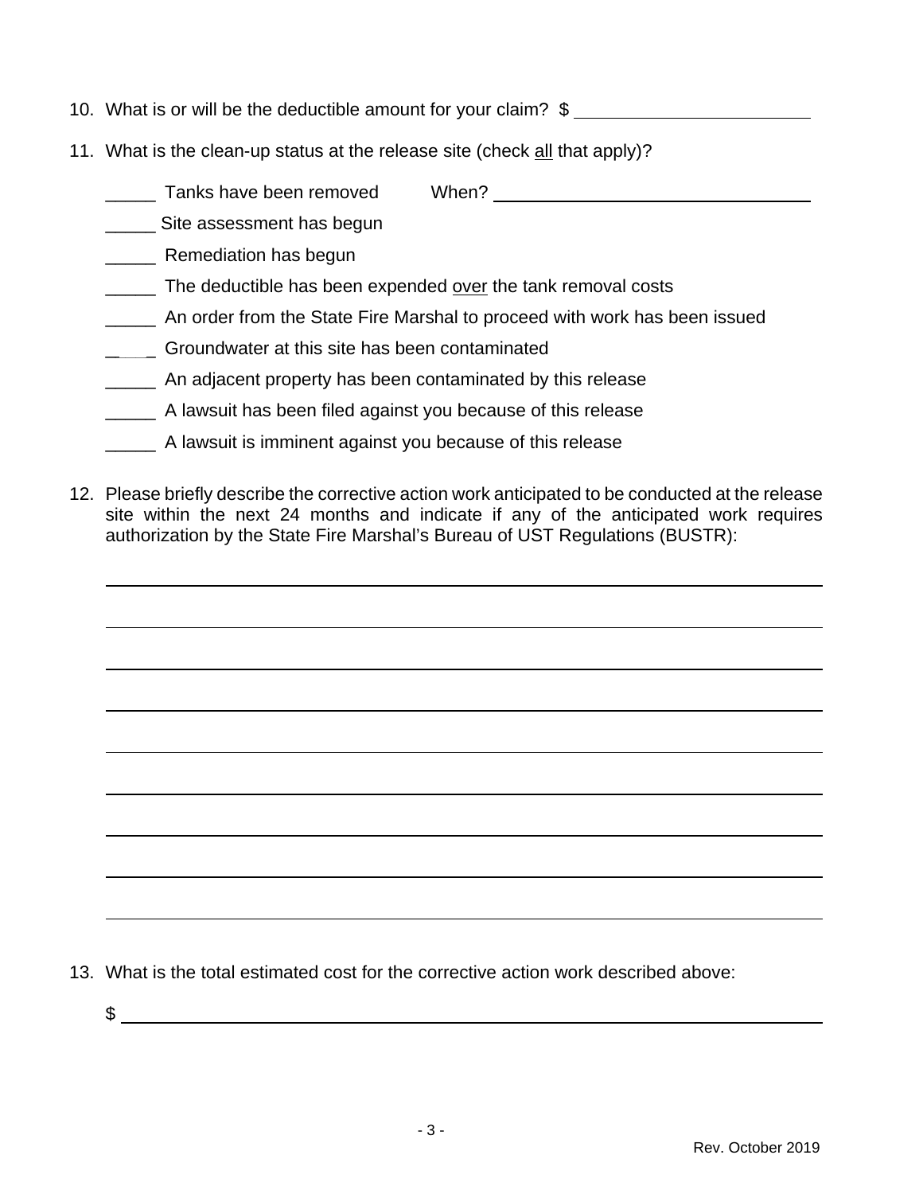10. What is or will be the deductible amount for your claim? $ ________________________

11. What is the clean-up status at the release site (check <u>all</u> that apply)?

    _____ Tanks have been removed When? ________________________________

    _____ Site assessment has begun

    _____ Remediation has begun

    _____ The deductible has been expended <u>over</u> the tank removal costs

    _____ An order from the State Fire Marshal to proceed with work has been issued

    _____ Groundwater at this site has been contaminated

    _____ An adjacent property has been contaminated by this release

    _____ A lawsuit has been filed against you because of this release

    _____ A lawsuit is imminent against you because of this release

12. Please briefly describe the corrective action work anticipated to be conducted at the release site within the next 24 months and indicate if any of the anticipated work requires authorization by the State Fire Marshal's Bureau of UST Regulations (BUSTR):

    ________________________________________________________________________

    ________________________________________________________________________

    ________________________________________________________________________

    ________________________________________________________________________

    ________________________________________________________________________

    ________________________________________________________________________

    ________________________________________________________________________

    ________________________________________________________________________

    ________________________________________________________________________

13. What is the total estimated cost for the corrective action work described above:

    $ ______________________________________________________________________

Rev. October 2019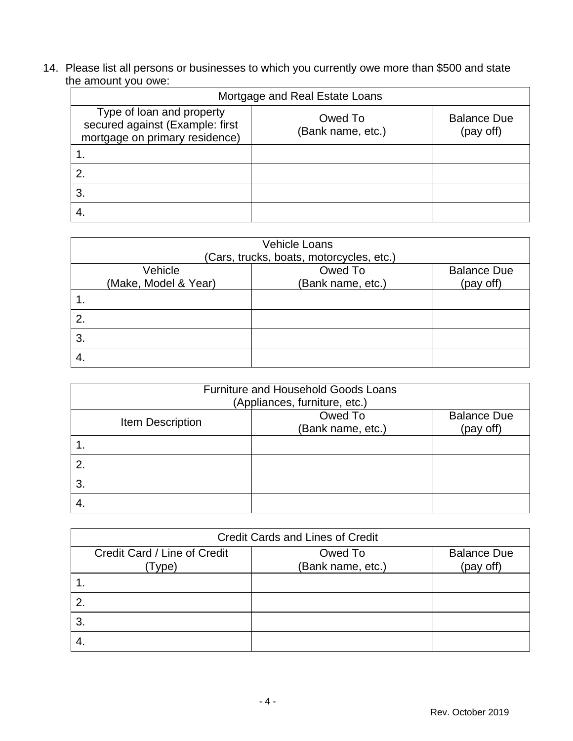14. Please list all persons or businesses to which you currently owe more than $500 and state the amount you owe:

| Mortgage and Real Estate Loans | | |
|---|---|---|
| Type of loan and property secured against (Example: first mortgage on primary residence) | Owed To (Bank name, etc.) | Balance Due (pay off) |
| 1. | | |
| 2. | | |
| 3. | | |
| 4. | | |

| Vehicle Loans (Cars, trucks, boats, motorcycles, etc.) | | |
|---|---|---|
| Vehicle (Make, Model & Year) | Owed To (Bank name, etc.) | Balance Due (pay off) |
| 1. | | |
| 2. | | |
| 3. | | |
| 4. | | |

| Furniture and Household Goods Loans (Appliances, furniture, etc.) | | |
|---|---|---|
| Item Description | Owed To (Bank name, etc.) | Balance Due (pay off) |
| 1. | | |
| 2. | | |
| 3. | | |
| 4. | | |

| Credit Cards and Lines of Credit | | |
|---|---|---|
| Credit Card / Line of Credit (Type) | Owed To (Bank name, etc.) | Balance Due (pay off) |
| 1. | | |
| 2. | | |
| 3. | | |
| 4. | | |

Rev. October 2019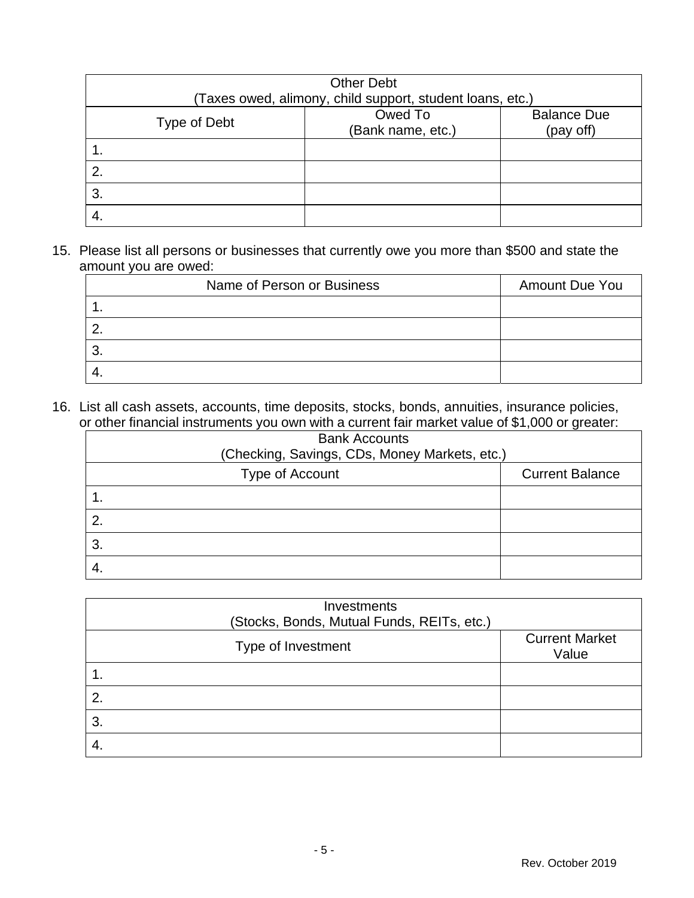| Other Debt (Taxes owed, alimony, child support, student loans, etc.) | | |
|---|---|---|
| Type of Debt | Owed To (Bank name, etc.) | Balance Due (pay off) |
| 1. | | |
| 2. | | |
| 3. | | |
| 4. | | |

15. Please list all persons or businesses that currently owe you more than $500 and state the amount you are owed:

| Name of Person or Business | Amount Due You |
|---|---|
| 1. | |
| 2. | |
| 3. | |
| 4. | |

16. List all cash assets, accounts, time deposits, stocks, bonds, annuities, insurance policies, or other financial instruments you own with a current fair market value of $1,000 or greater:

| Bank Accounts (Checking, Savings, CDs, Money Markets, etc.) | |
|---|---|
| Type of Account | Current Balance |
| 1. | |
| 2. | |
| 3. | |
| 4. | |

| Investments (Stocks, Bonds, Mutual Funds, REITs, etc.) | |
|---|---|
| Type of Investment | Current Market Value |
| 1. | |
| 2. | |
| 3. | |
| 4. | |

Rev. October 2019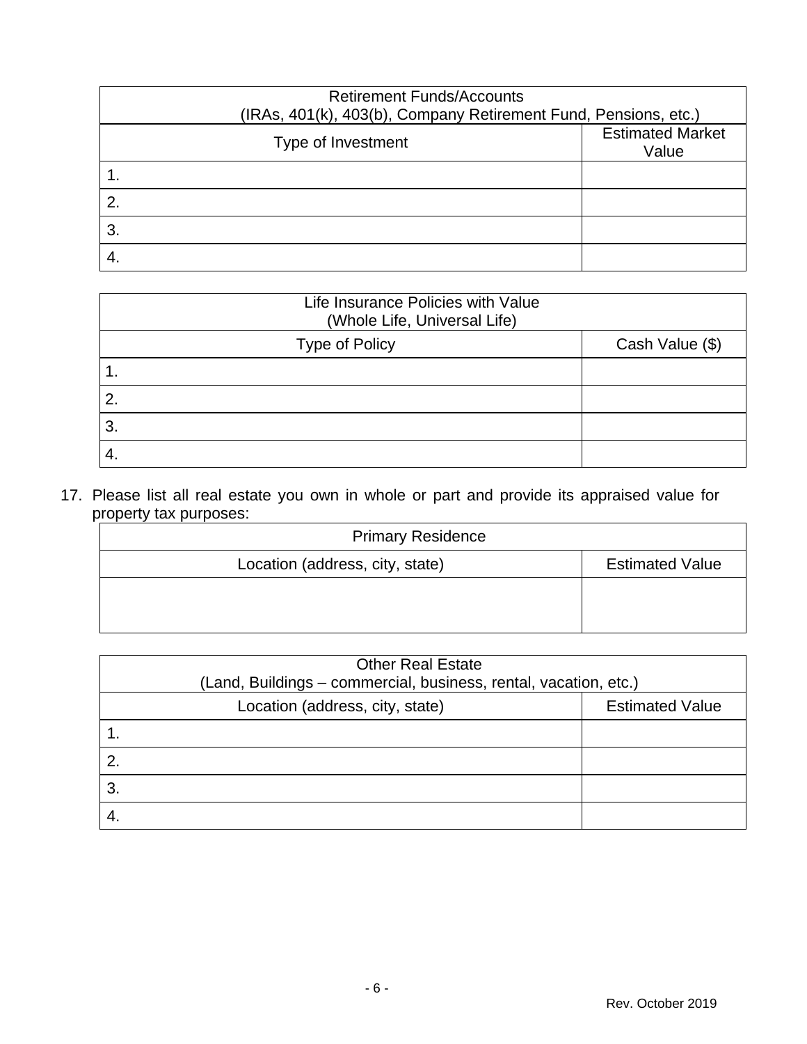| Retirement Funds/Accounts (IRAs, 401(k), 403(b), Company Retirement Fund, Pensions, etc.) | |
|---|---|
| Type of Investment | Estimated Market Value |
| 1. | |
| 2. | |
| 3. | |
| 4. | |

| Life Insurance Policies with Value (Whole Life, Universal Life) | |
|---|---|
| Type of Policy | Cash Value ($) |
| 1. | |
| 2. | |
| 3. | |
| 4. | |

17. Please list all real estate you own in whole or part and provide its appraised value for property tax purposes:

| Primary Residence | |
|---|---|
| Location (address, city, state) | Estimated Value |
| | |

| Other Real Estate (Land, Buildings – commercial, business, rental, vacation, etc.) | |
|---|---|
| Location (address, city, state) | Estimated Value |
| 1. | |
| 2. | |
| 3. | |
| 4. | |

Rev. October 2019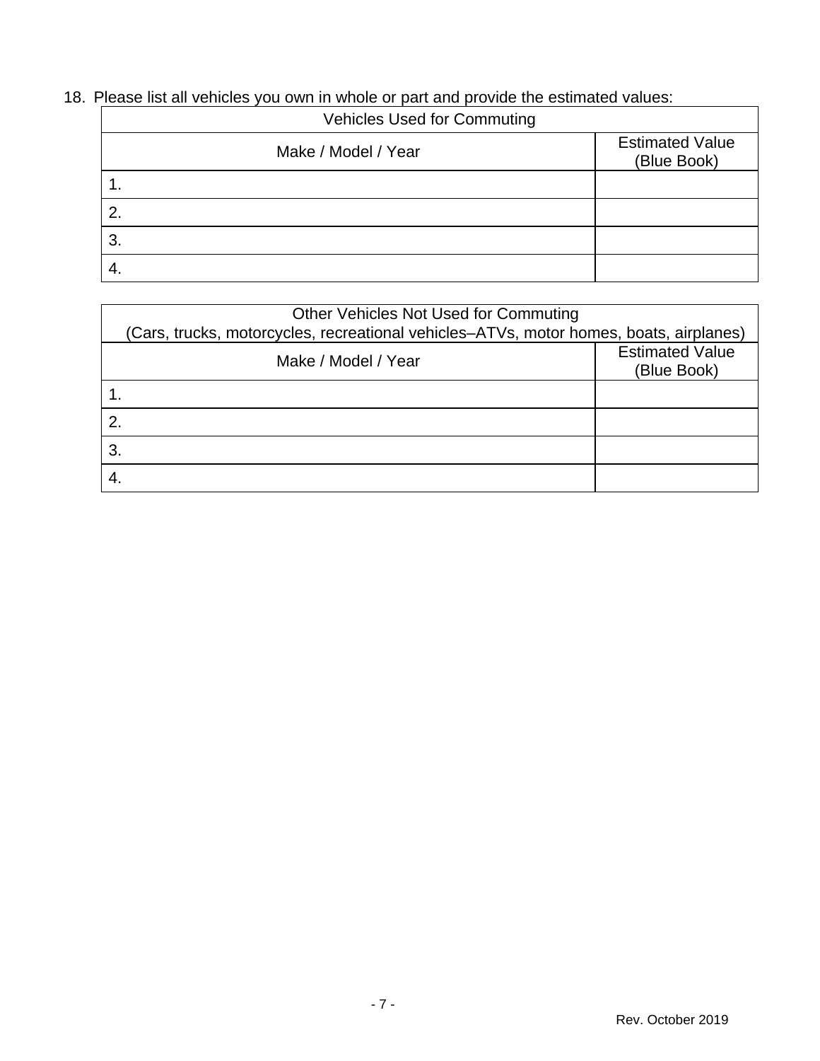18. Please list all vehicles you own in whole or part and provide the estimated values:

| Vehicles Used for Commuting | |
|---|---|
| Make / Model / Year | Estimated Value (Blue Book) |
| 1. | |
| 2. | |
| 3. | |
| 4. | |

| Other Vehicles Not Used for Commuting (Cars, trucks, motorcycles, recreational vehicles–ATVs, motor homes, boats, airplanes) | |
|---|---|
| Make / Model / Year | Estimated Value (Blue Book) |
| 1. | |
| 2. | |
| 3. | |
| 4. | |

Rev. October 2019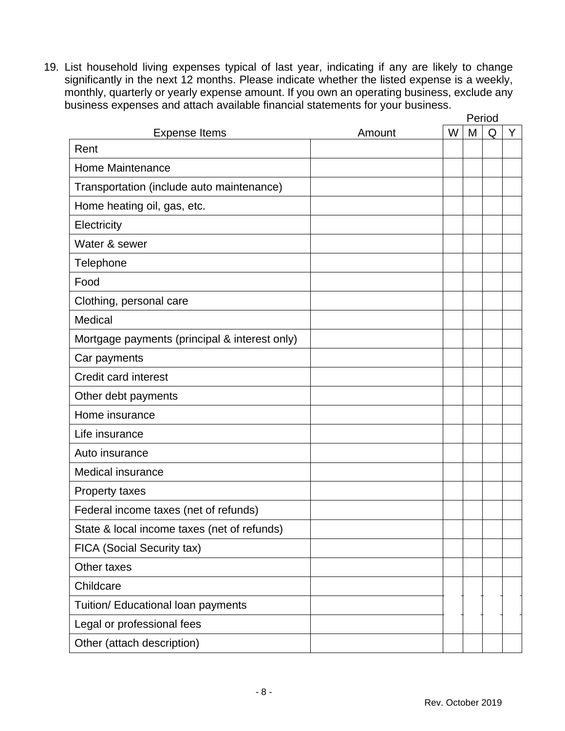19. List household living expenses typical of last year, indicating if any are likely to change significantly in the next 12 months. Please indicate whether the listed expense is a weekly, monthly, quarterly or yearly expense amount. If you own an operating business, exclude any business expenses and attach available financial statements for your business.

| Expense Items | Amount | Period | | | |
|---|---|---|---|---|---|
| | | W | M | Q | Y |
| Rent | | | | | |
| Home Maintenance | | | | | |
| Transportation (include auto maintenance) | | | | | |
| Home heating oil, gas, etc. | | | | | |
| Electricity | | | | | |
| Water & sewer | | | | | |
| Telephone | | | | | |
| Food | | | | | |
| Clothing, personal care | | | | | |
| Medical | | | | | |
| Mortgage payments (principal & interest only) | | | | | |
| Car payments | | | | | |
| Credit card interest | | | | | |
| Other debt payments | | | | | |
| Home insurance | | | | | |
| Life insurance | | | | | |
| Auto insurance | | | | | |
| Medical insurance | | | | | |
| Property taxes | | | | | |
| Federal income taxes (net of refunds) | | | | | |
| State & local income taxes (net of refunds) | | | | | |
| FICA (Social Security tax) | | | | | |
| Other taxes | | | | | |
| Childcare | | | | | |
| Tuition/ Educational loan payments | | | | | |
| Legal or professional fees | | | | | |
| Other (attach description) | | | | | |

Rev. October 2019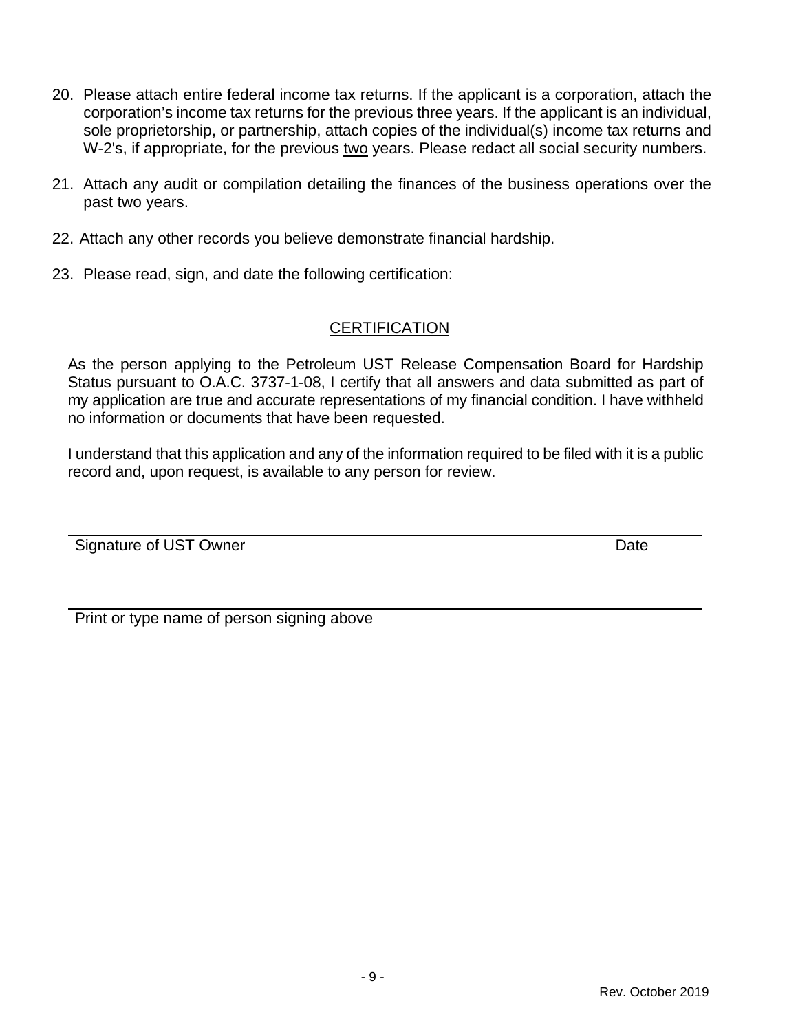20. Please attach entire federal income tax returns. If the applicant is a corporation, attach the corporation's income tax returns for the previous <u>three</u> years. If the applicant is an individual, sole proprietorship, or partnership, attach copies of the individual(s) income tax returns and W-2's, if appropriate, for the previous <u>two</u> years. Please redact all social security numbers.

21. Attach any audit or compilation detailing the finances of the business operations over the past two years.

22. Attach any other records you believe demonstrate financial hardship.

23. Please read, sign, and date the following certification:

## CERTIFICATION

As the person applying to the Petroleum UST Release Compensation Board for Hardship Status pursuant to O.A.C. 3737-1-08, I certify that all answers and data submitted as part of my application are true and accurate representations of my financial condition. I have withheld no information or documents that have been requested.

I understand that this application and any of the information required to be filed with it is a public record and, upon request, is available to any person for review.

\_\_\_\_\_\_\_\_\_\_\_\_\_\_\_\_\_\_\_\_\_\_\_\_\_\_\_\_\_\_\_\_\_\_\_\_\_\_\_\_\_\_\_\_\_\_\_\_\_\_\_\_\_\_\_\_\_\_\_\_\_\_\_\_\_\_

Signature of UST Owner                                                                                    Date

\_\_\_\_\_\_\_\_\_\_\_\_\_\_\_\_\_\_\_\_\_\_\_\_\_\_\_\_\_\_\_\_\_\_\_\_\_\_\_\_\_\_\_\_\_\_\_\_\_\_\_\_\_\_\_\_\_\_\_\_\_\_\_\_\_\_

Print or type name of person signing above

Rev. October 2019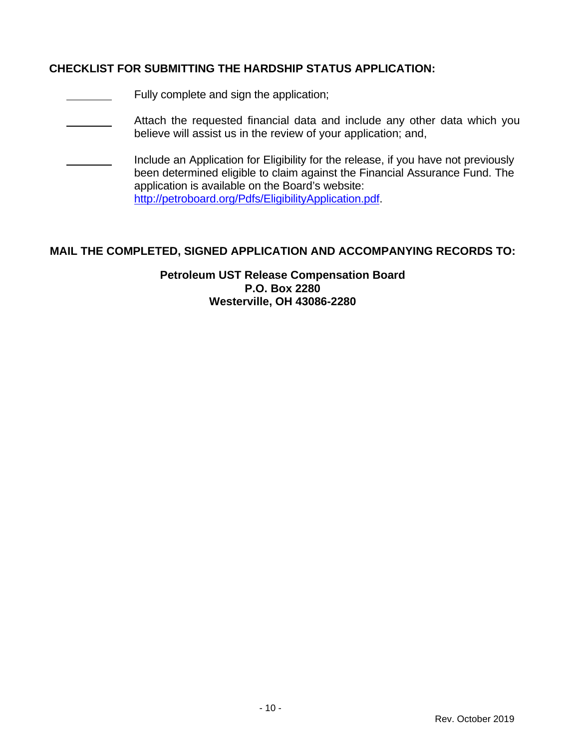## CHECKLIST FOR SUBMITTING THE HARDSHIP STATUS APPLICATION:

\_\_\_\_\_\_\_\_ Fully complete and sign the application;

\_\_\_\_\_\_\_\_ Attach the requested financial data and include any other data which you believe will assist us in the review of your application; and,

\_\_\_\_\_\_\_\_ Include an Application for Eligibility for the release, if you have not previously been determined eligible to claim against the Financial Assurance Fund. The application is available on the Board's website: http://petroboard.org/Pdfs/EligibilityApplication.pdf.

## MAIL THE COMPLETED, SIGNED APPLICATION AND ACCOMPANYING RECORDS TO:

**Petroleum UST Release Compensation Board**
**P.O. Box 2280**
**Westerville, OH 43086-2280**

Rev. October 2019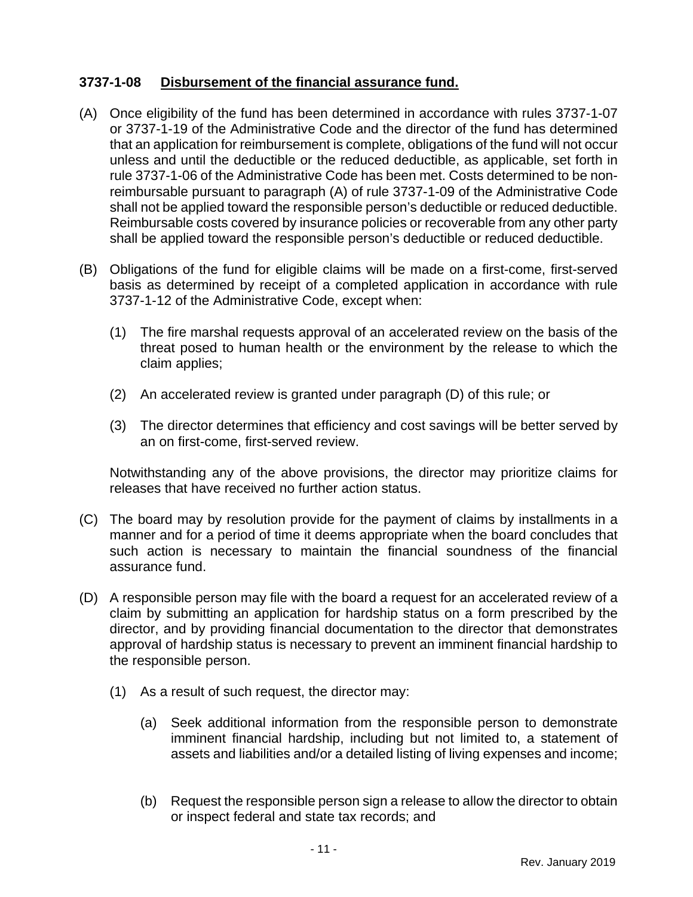### 3737-1-08 **Disbursement of the financial assurance fund.**

(A) Once eligibility of the fund has been determined in accordance with rules 3737-1-07 or 3737-1-19 of the Administrative Code and the director of the fund has determined that an application for reimbursement is complete, obligations of the fund will not occur unless and until the deductible or the reduced deductible, as applicable, set forth in rule 3737-1-06 of the Administrative Code has been met. Costs determined to be non-reimbursable pursuant to paragraph (A) of rule 3737-1-09 of the Administrative Code shall not be applied toward the responsible person's deductible or reduced deductible. Reimbursable costs covered by insurance policies or recoverable from any other party shall be applied toward the responsible person's deductible or reduced deductible.

(B) Obligations of the fund for eligible claims will be made on a first-come, first-served basis as determined by receipt of a completed application in accordance with rule 3737-1-12 of the Administrative Code, except when:

   (1) The fire marshal requests approval of an accelerated review on the basis of the threat posed to human health or the environment by the release to which the claim applies;

   (2) An accelerated review is granted under paragraph (D) of this rule; or

   (3) The director determines that efficiency and cost savings will be better served by an on first-come, first-served review.

   Notwithstanding any of the above provisions, the director may prioritize claims for releases that have received no further action status.

(C) The board may by resolution provide for the payment of claims by installments in a manner and for a period of time it deems appropriate when the board concludes that such action is necessary to maintain the financial soundness of the financial assurance fund.

(D) A responsible person may file with the board a request for an accelerated review of a claim by submitting an application for hardship status on a form prescribed by the director, and by providing financial documentation to the director that demonstrates approval of hardship status is necessary to prevent an imminent financial hardship to the responsible person.

   (1) As a result of such request, the director may:

      (a) Seek additional information from the responsible person to demonstrate imminent financial hardship, including but not limited to, a statement of assets and liabilities and/or a detailed listing of living expenses and income;

      (b) Request the responsible person sign a release to allow the director to obtain or inspect federal and state tax records; and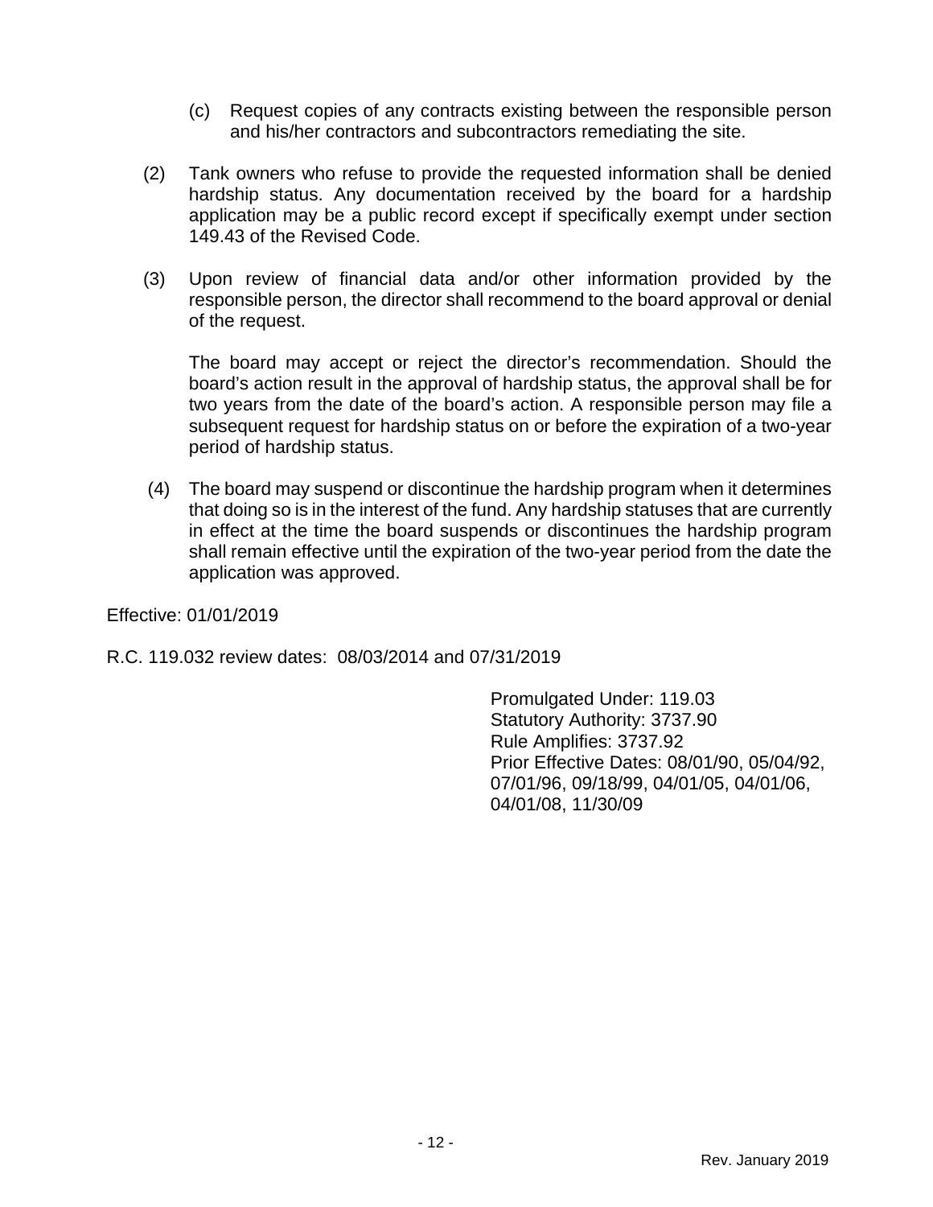(c) Request copies of any contracts existing between the responsible person and his/her contractors and subcontractors remediating the site.

(2) Tank owners who refuse to provide the requested information shall be denied hardship status. Any documentation received by the board for a hardship application may be a public record except if specifically exempt under section 149.43 of the Revised Code.

(3) Upon review of financial data and/or other information provided by the responsible person, the director shall recommend to the board approval or denial of the request.

The board may accept or reject the director's recommendation. Should the board's action result in the approval of hardship status, the approval shall be for two years from the date of the board's action. A responsible person may file a subsequent request for hardship status on or before the expiration of a two-year period of hardship status.

(4) The board may suspend or discontinue the hardship program when it determines that doing so is in the interest of the fund. Any hardship statuses that are currently in effect at the time the board suspends or discontinues the hardship program shall remain effective until the expiration of the two-year period from the date the application was approved.

Effective: 01/01/2019

R.C. 119.032 review dates: 08/03/2014 and 07/31/2019

Promulgated Under: 119.03
Statutory Authority: 3737.90
Rule Amplifies: 3737.92
Prior Effective Dates: 08/01/90, 05/04/92, 07/01/96, 09/18/99, 04/01/05, 04/01/06, 04/01/08, 11/30/09

Rev. January 2019